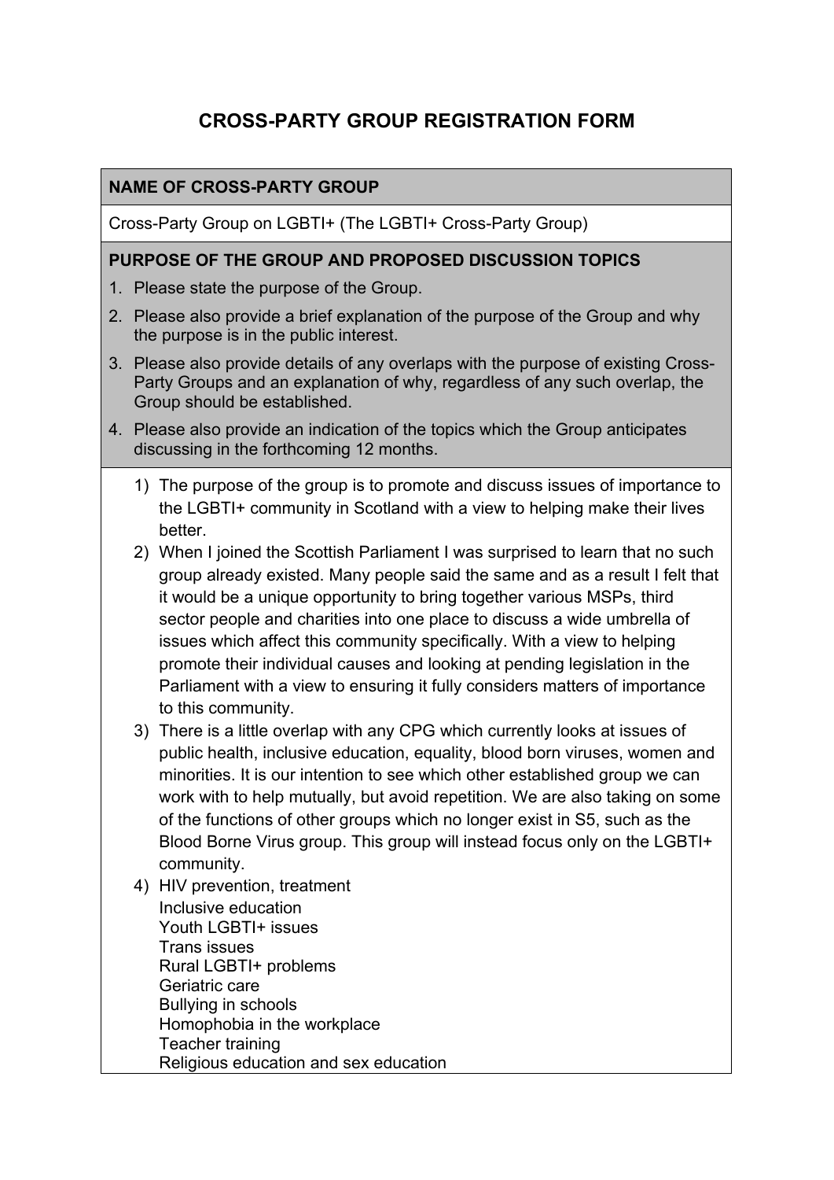# CROSS-PARTY GROUP REGISTRATION FORM

**NAME OF CROSS-PARTY GROUP**

Cross-Party Group on LGBTI+ (The LGBTI+ Cross-Party Group)

**PURPOSE OF THE GROUP AND PROPOSED DISCUSSION TOPICS**

1. Please state the purpose of the Group.
2. Please also provide a brief explanation of the purpose of the Group and why the purpose is in the public interest.
3. Please also provide details of any overlaps with the purpose of existing Cross-Party Groups and an explanation of why, regardless of any such overlap, the Group should be established.
4. Please also provide an indication of the topics which the Group anticipates discussing in the forthcoming 12 months.

1) The purpose of the group is to promote and discuss issues of importance to the LGBTI+ community in Scotland with a view to helping make their lives better.
2) When I joined the Scottish Parliament I was surprised to learn that no such group already existed. Many people said the same and as a result I felt that it would be a unique opportunity to bring together various MSPs, third sector people and charities into one place to discuss a wide umbrella of issues which affect this community specifically. With a view to helping promote their individual causes and looking at pending legislation in the Parliament with a view to ensuring it fully considers matters of importance to this community.
3) There is a little overlap with any CPG which currently looks at issues of public health, inclusive education, equality, blood born viruses, women and minorities. It is our intention to see which other established group we can work with to help mutually, but avoid repetition. We are also taking on some of the functions of other groups which no longer exist in S5, such as the Blood Borne Virus group. This group will instead focus only on the LGBTI+ community.
4) HIV prevention, treatment
   Inclusive education
   Youth LGBTI+ issues
   Trans issues
   Rural LGBTI+ problems
   Geriatric care
   Bullying in schools
   Homophobia in the workplace
   Teacher training
   Religious education and sex education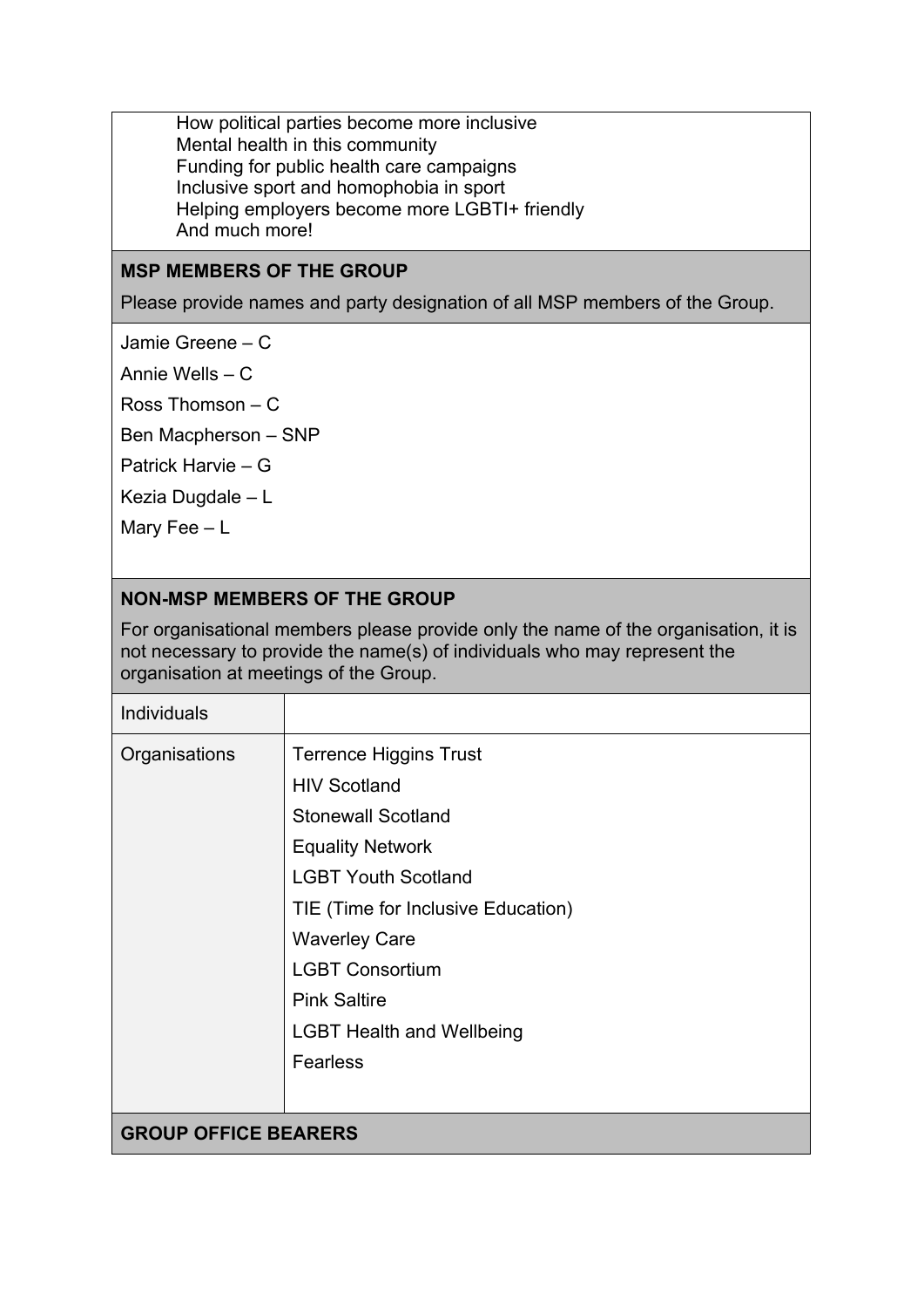How political parties become more inclusive
Mental health in this community
Funding for public health care campaigns
Inclusive sport and homophobia in sport
Helping employers become more LGBTI+ friendly
And much more!

## MSP MEMBERS OF THE GROUP

Please provide names and party designation of all MSP members of the Group.

Jamie Greene – C

Annie Wells – C

Ross Thomson – C

Ben Macpherson – SNP

Patrick Harvie – G

Kezia Dugdale – L

Mary Fee – L

## NON-MSP MEMBERS OF THE GROUP

For organisational members please provide only the name of the organisation, it is not necessary to provide the name(s) of individuals who may represent the organisation at meetings of the Group.

| | |
|---|---|
| Individuals | |
| Organisations | Terrence Higgins Trust<br>HIV Scotland<br>Stonewall Scotland<br>Equality Network<br>LGBT Youth Scotland<br>TIE (Time for Inclusive Education)<br>Waverley Care<br>LGBT Consortium<br>Pink Saltire<br>LGBT Health and Wellbeing<br>Fearless |

## GROUP OFFICE BEARERS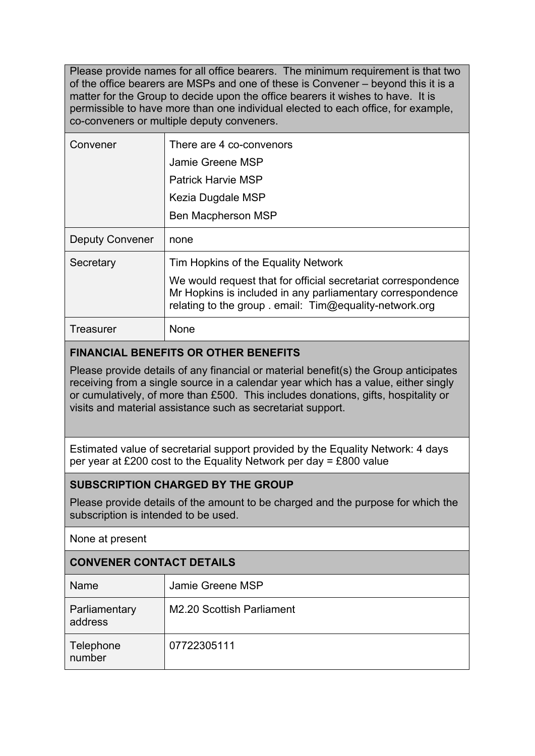| | |
|---|---|
| Please provide names for all office bearers. The minimum requirement is that two of the office bearers are MSPs and one of these is Convener – beyond this it is a matter for the Group to decide upon the office bearers it wishes to have. It is permissible to have more than one individual elected to each office, for example, co-conveners or multiple deputy conveners. | |
| Convener | There are 4 co-convenors<br>Jamie Greene MSP<br>Patrick Harvie MSP<br>Kezia Dugdale MSP<br>Ben Macpherson MSP |
| Deputy Convener | none |
| Secretary | Tim Hopkins of the Equality Network<br>We would request that for official secretariat correspondence Mr Hopkins is included in any parliamentary correspondence relating to the group . email: Tim@equality-network.org |
| Treasurer | None |

**FINANCIAL BENEFITS OR OTHER BENEFITS**

Please provide details of any financial or material benefit(s) the Group anticipates receiving from a single source in a calendar year which has a value, either singly or cumulatively, of more than £500. This includes donations, gifts, hospitality or visits and material assistance such as secretariat support.

Estimated value of secretarial support provided by the Equality Network: 4 days per year at £200 cost to the Equality Network per day = £800 value

**SUBSCRIPTION CHARGED BY THE GROUP**

Please provide details of the amount to be charged and the purpose for which the subscription is intended to be used.

None at present

**CONVENER CONTACT DETAILS**

| | |
|---|---|
| Name | Jamie Greene MSP |
| Parliamentary address | M2.20 Scottish Parliament |
| Telephone number | 07722305111 |